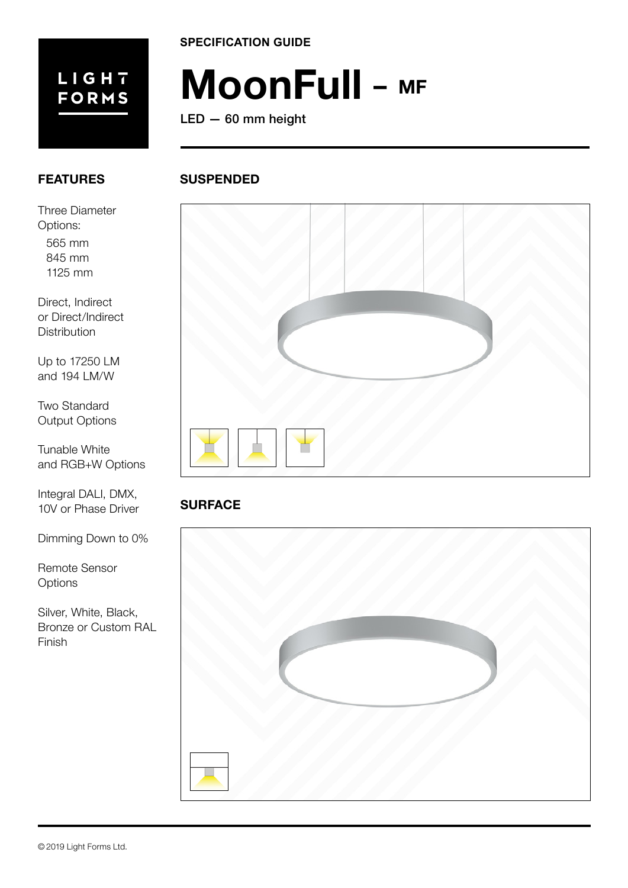LIGHT FORMS

SPECIFICATION GUIDE

# MoonFull – MF

LED — 60 mm height

## FEATURES

Three Diameter Options:
- 565 mm
- 845 mm
- 1125 mm

Direct, Indirect or Direct/Indirect Distribution

Up to 17250 LM and 194 LM/W

Two Standard Output Options

Tunable White and RGB+W Options

Integral DALI, DMX, 10V or Phase Driver

Dimming Down to 0%

Remote Sensor Options

Silver, White, Black, Bronze or Custom RAL Finish

## SUSPENDED

## SURFACE

© 2019 Light Forms Ltd.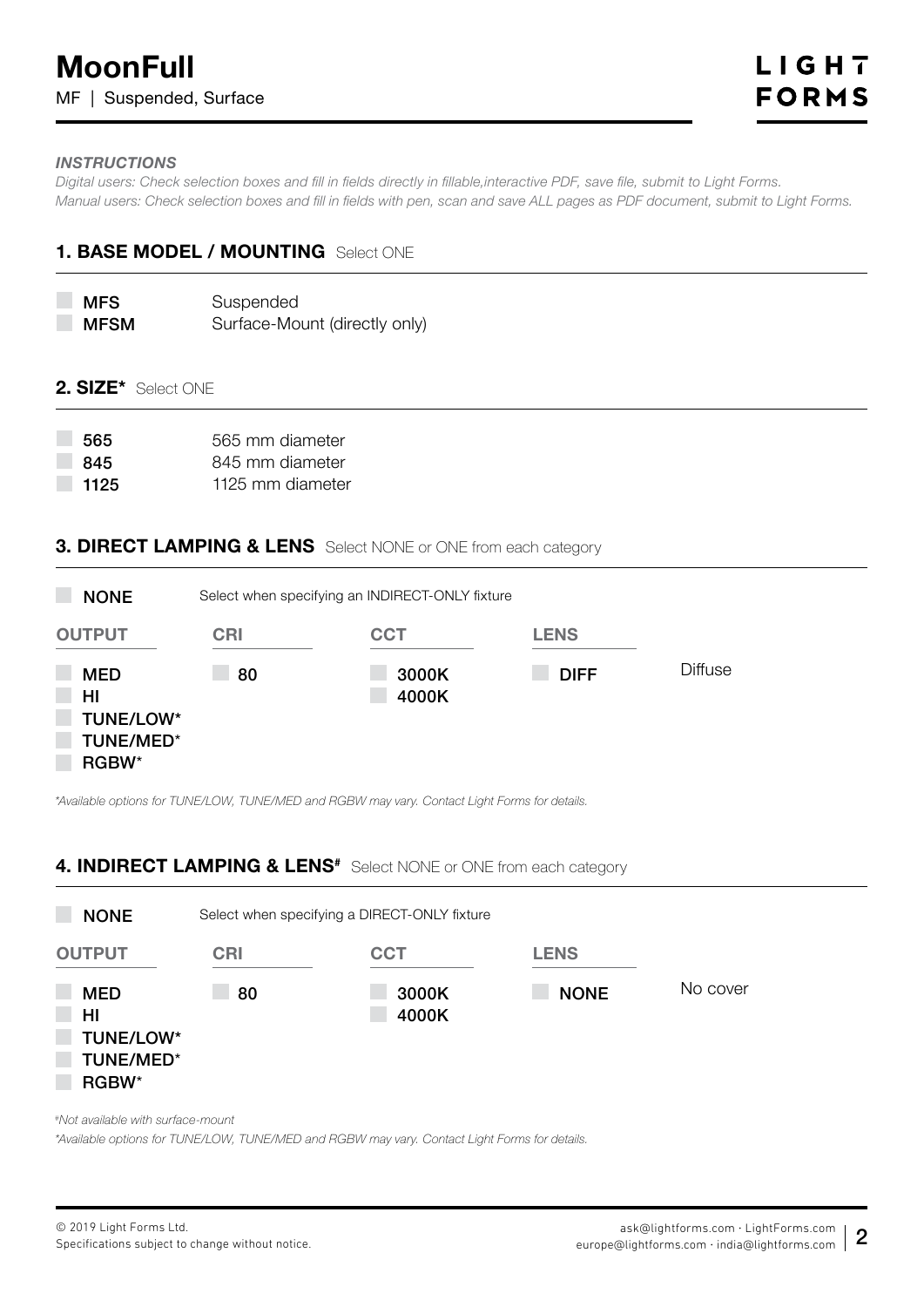# MoonFull

MF | Suspended, Surface

***INSTRUCTIONS***

*Digital users: Check selection boxes and fill in fields directly in fillable,interactive PDF, save file, submit to Light Forms.*
*Manual users: Check selection boxes and fill in fields with pen, scan and save ALL pages as PDF document, submit to Light Forms.*

## 1. BASE MODEL / MOUNTING Select ONE

- [ ] **MFS** Suspended
- [ ] **MFSM** Surface-Mount (directly only)

## 2. SIZE* Select ONE

- [ ] **565** 565 mm diameter
- [ ] **845** 845 mm diameter
- [ ] **1125** 1125 mm diameter

## 3. DIRECT LAMPING & LENS Select NONE or ONE from each category

- [ ] **NONE** Select when specifying an INDIRECT-ONLY fixture

| OUTPUT | CRI | CCT | LENS | |
|---|---|---|---|---|
| ☐ MED | ☐ 80 | ☐ 3000K | ☐ DIFF | Diffuse |
| ☐ HI | | ☐ 4000K | | |
| ☐ TUNE/LOW* | | | | |
| ☐ TUNE/MED* | | | | |
| ☐ RGBW* | | | | |

*\*Available options for TUNE/LOW, TUNE/MED and RGBW may vary. Contact Light Forms for details.*

## 4. INDIRECT LAMPING & LENS# Select NONE or ONE from each category

- [ ] **NONE** Select when specifying a DIRECT-ONLY fixture

| OUTPUT | CRI | CCT | LENS | |
|---|---|---|---|---|
| ☐ MED | ☐ 80 | ☐ 3000K | ☐ NONE | No cover |
| ☐ HI | | ☐ 4000K | | |
| ☐ TUNE/LOW* | | | | |
| ☐ TUNE/MED* | | | | |
| ☐ RGBW* | | | | |

*#Not available with surface-mount*

*\*Available options for TUNE/LOW, TUNE/MED and RGBW may vary. Contact Light Forms for details.*

© 2019 Light Forms Ltd.
Specifications subject to change without notice.

ask@lightforms.com · LightForms.com
europe@lightforms.com · india@lightforms.com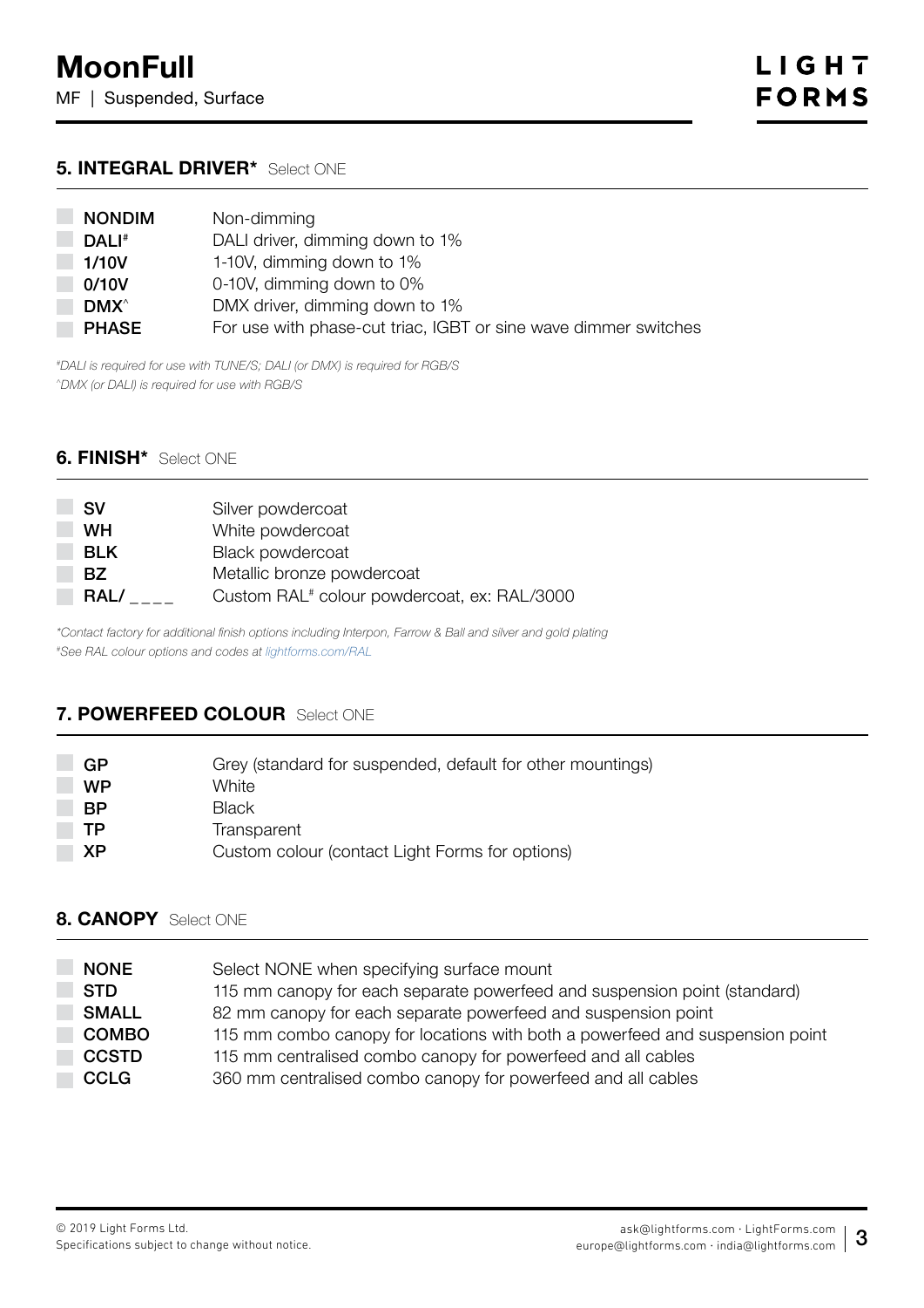# MoonFull

MF | Suspended, Surface

## 5. INTEGRAL DRIVER* Select ONE

| Code | Description |
|---|---|
| **NONDIM** | Non-dimming |
| **DALI#** | DALI driver, dimming down to 1% |
| **1/10V** | 1-10V, dimming down to 1% |
| **0/10V** | 0-10V, dimming down to 0% |
| **DMX^** | DMX driver, dimming down to 1% |
| **PHASE** | For use with phase-cut triac, IGBT or sine wave dimmer switches |

*#DALI is required for use with TUNE/S; DALI (or DMX) is required for RGB/S*
*^DMX (or DALI) is required for use with RGB/S*

## 6. FINISH* Select ONE

| Code | Description |
|---|---|
| **SV** | Silver powdercoat |
| **WH** | White powdercoat |
| **BLK** | Black powdercoat |
| **BZ** | Metallic bronze powdercoat |
| **RAL/ _ _ _ _** | Custom RAL# colour powdercoat, ex: RAL/3000 |

*\*Contact factory for additional finish options including Interpon, Farrow & Ball and silver and gold plating*
*#See RAL colour options and codes at lightforms.com/RAL*

## 7. POWERFEED COLOUR Select ONE

| Code | Description |
|---|---|
| **GP** | Grey (standard for suspended, default for other mountings) |
| **WP** | White |
| **BP** | Black |
| **TP** | Transparent |
| **XP** | Custom colour (contact Light Forms for options) |

## 8. CANOPY Select ONE

| Code | Description |
|---|---|
| **NONE** | Select NONE when specifying surface mount |
| **STD** | 115 mm canopy for each separate powerfeed and suspension point (standard) |
| **SMALL** | 82 mm canopy for each separate powerfeed and suspension point |
| **COMBO** | 115 mm combo canopy for locations with both a powerfeed and suspension point |
| **CCSTD** | 115 mm centralised combo canopy for powerfeed and all cables |
| **CCLG** | 360 mm centralised combo canopy for powerfeed and all cables |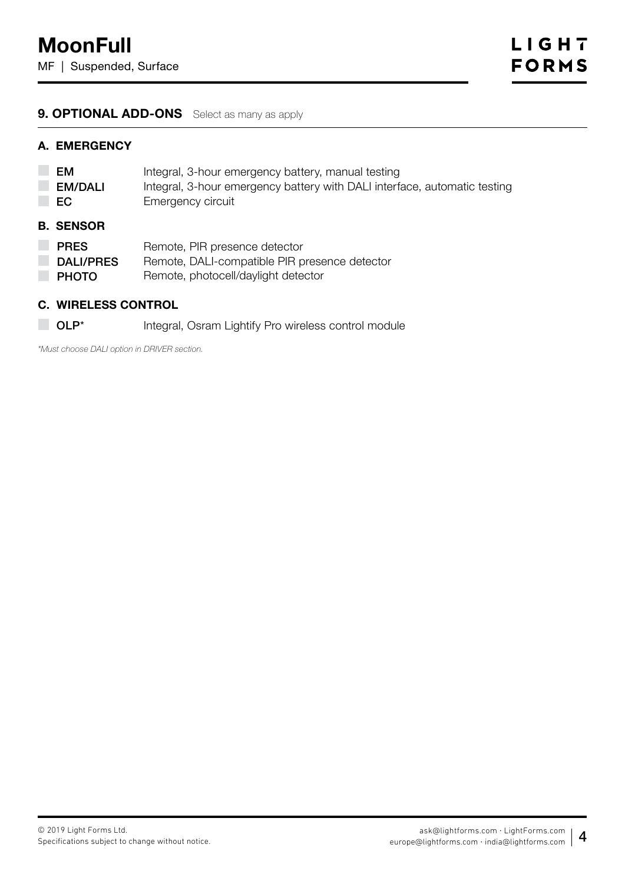# MoonFull

MF | Suspended, Surface

## 9. OPTIONAL ADD-ONS Select as many as apply

### A. EMERGENCY

| | |
|---|---|
| **EM** | Integral, 3-hour emergency battery, manual testing |
| **EM/DALI** | Integral, 3-hour emergency battery with DALI interface, automatic testing |
| **EC** | Emergency circuit |

### B. SENSOR

| | |
|---|---|
| **PRES** | Remote, PIR presence detector |
| **DALI/PRES** | Remote, DALI-compatible PIR presence detector |
| **PHOTO** | Remote, photocell/daylight detector |

### C. WIRELESS CONTROL

| | |
|---|---|
| **OLP*** | Integral, Osram Lightify Pro wireless control module |

*\*Must choose DALI option in DRIVER section.*

© 2019 Light Forms Ltd.
Specifications subject to change without notice.

ask@lightforms.com · LightForms.com
europe@lightforms.com · india@lightforms.com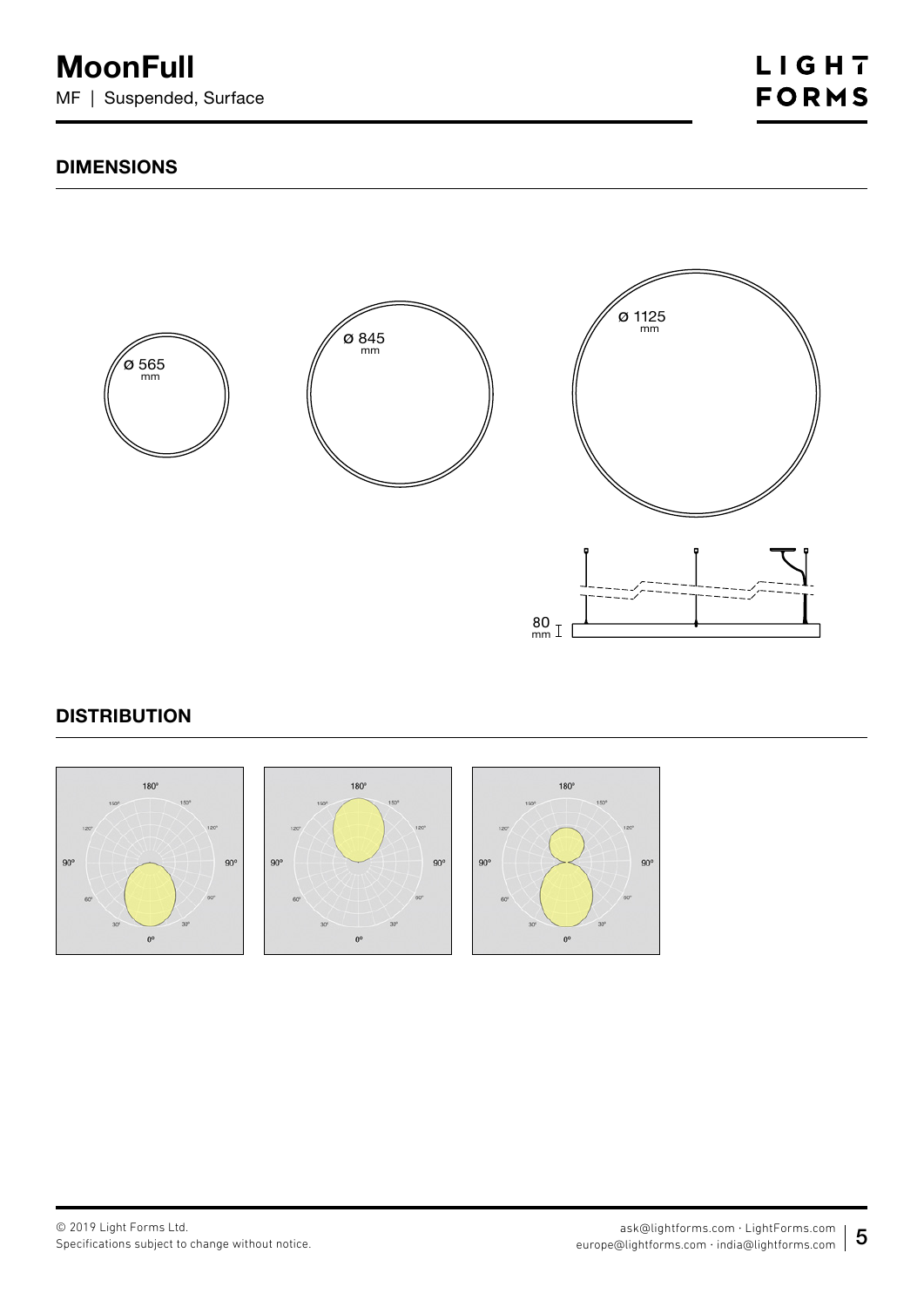# MoonFull

MF | Suspended, Surface

## DIMENSIONS

Ø 565 mm

Ø 845 mm

Ø 1125 mm

80 mm

## DISTRIBUTION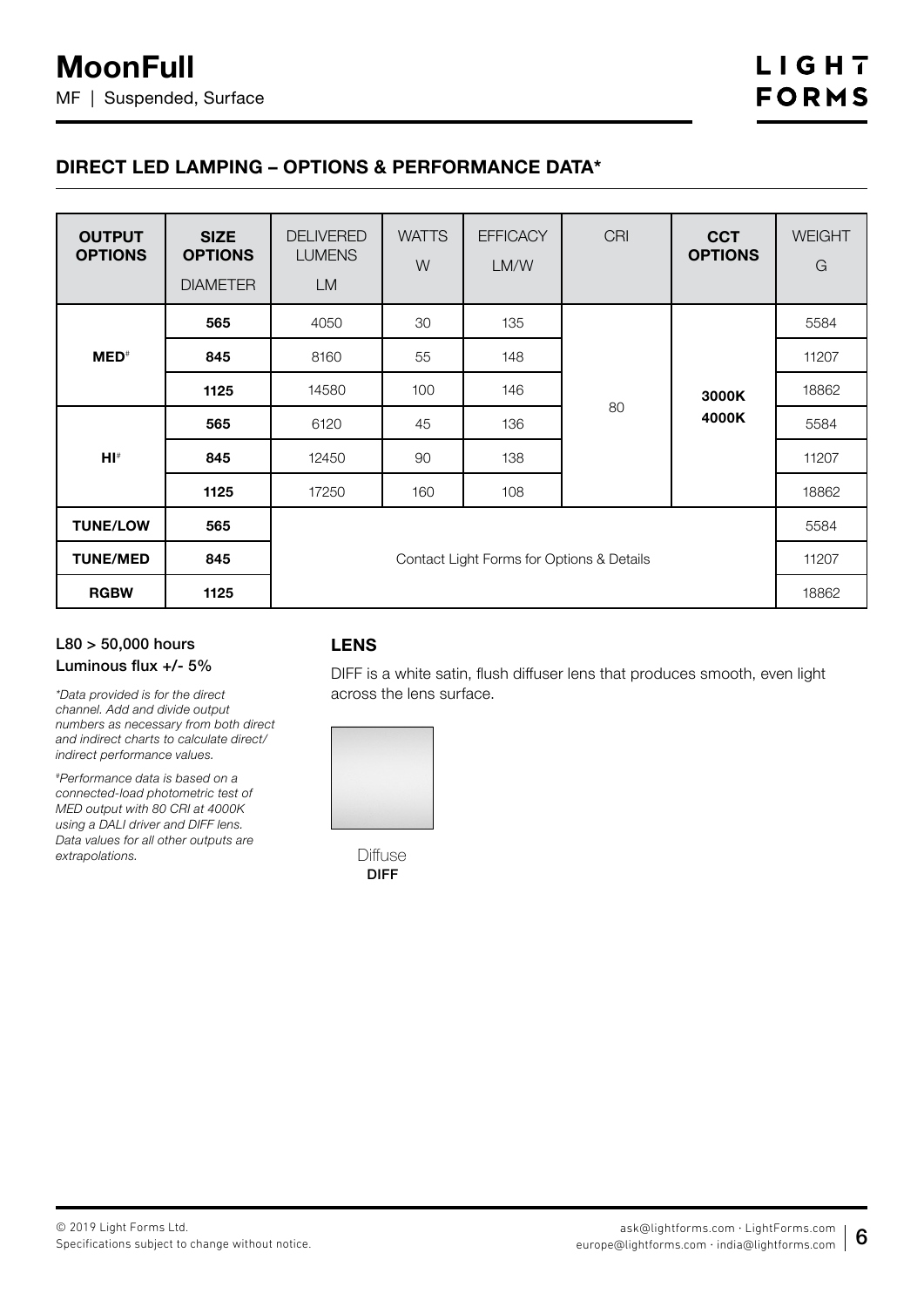# MoonFull

MF | Suspended, Surface

## DIRECT LED LAMPING – OPTIONS & PERFORMANCE DATA*

| OUTPUT OPTIONS | SIZE OPTIONS DIAMETER | DELIVERED LUMENS LM | WATTS W | EFFICACY LM/W | CRI | CCT OPTIONS | WEIGHT G |
|---|---|---|---|---|---|---|---|
| MED# | 565 | 4050 | 30 | 135 | 80 | 3000K 4000K | 5584 |
| | 845 | 8160 | 55 | 148 | | | 11207 |
| | 1125 | 14580 | 100 | 146 | | | 18862 |
| HI# | 565 | 6120 | 45 | 136 | | | 5584 |
| | 845 | 12450 | 90 | 138 | | | 11207 |
| | 1125 | 17250 | 160 | 108 | | | 18862 |
| TUNE/LOW | 565 | Contact Light Forms for Options & Details | | | | | 5584 |
| TUNE/MED | 845 | | | | | | 11207 |
| RGBW | 1125 | | | | | | 18862 |

**L80 > 50,000 hours**
**Luminous flux +/- 5%**

*\*Data provided is for the direct channel. Add and divide output numbers as necessary from both direct and indirect charts to calculate direct/indirect performance values.*

*#Performance data is based on a connected-load photometric test of MED output with 80 CRI at 4000K using a DALI driver and DIFF lens. Data values for all other outputs are extrapolations.*

### LENS

DIFF is a white satin, flush diffuser lens that produces smooth, even light across the lens surface.

Diffuse
**DIFF**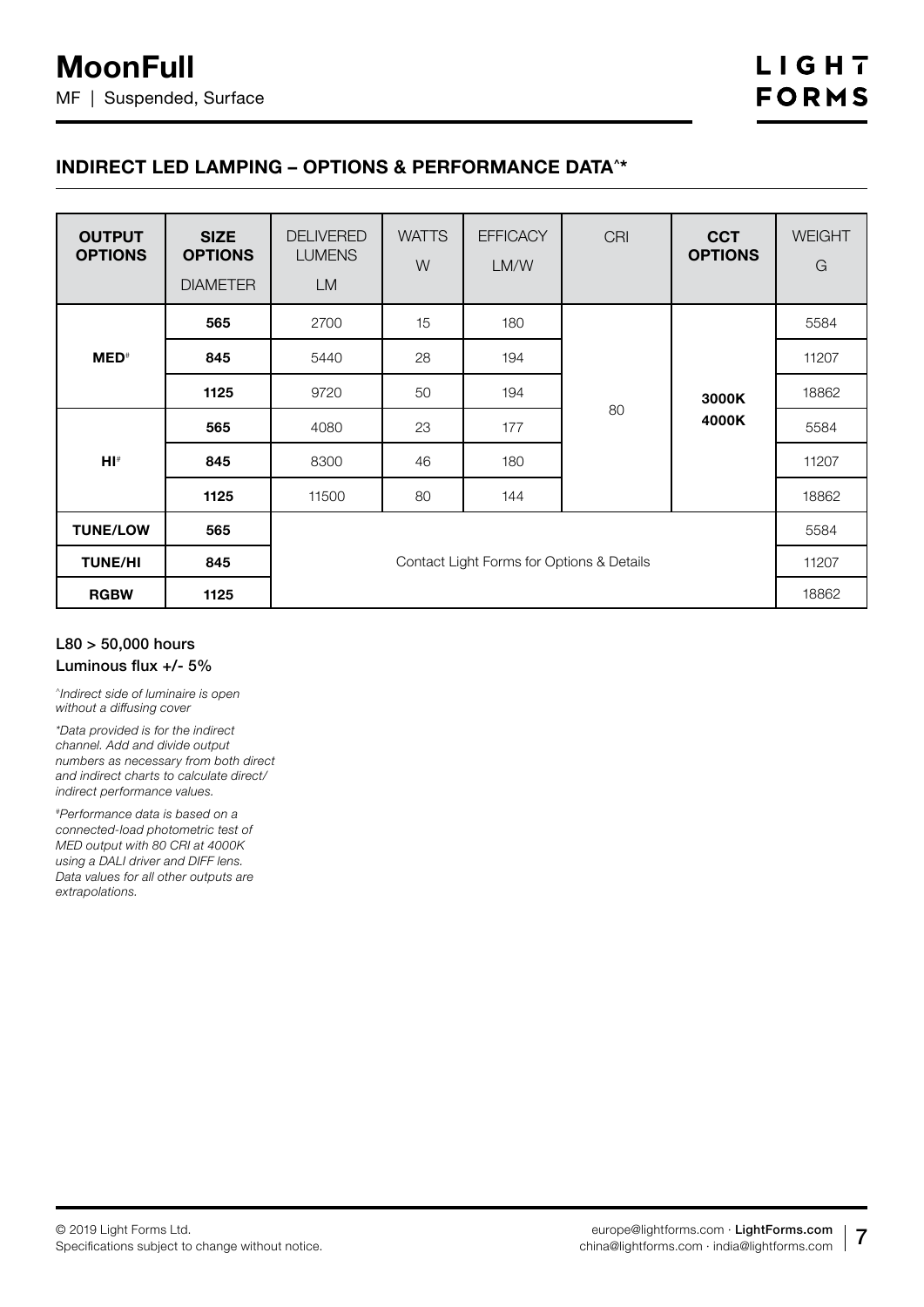# MoonFull

MF | Suspended, Surface

## INDIRECT LED LAMPING – OPTIONS & PERFORMANCE DATA^*

| OUTPUT OPTIONS | SIZE OPTIONS DIAMETER | DELIVERED LUMENS LM | WATTS W | EFFICACY LM/W | CRI | CCT OPTIONS | WEIGHT G |
|---|---|---|---|---|---|---|---|
| MED# | 565 | 2700 | 15 | 180 | 80 | 3000K 4000K | 5584 |
| | 845 | 5440 | 28 | 194 | | | 11207 |
| | 1125 | 9720 | 50 | 194 | | | 18862 |
| HI# | 565 | 4080 | 23 | 177 | | | 5584 |
| | 845 | 8300 | 46 | 180 | | | 11207 |
| | 1125 | 11500 | 80 | 144 | | | 18862 |
| TUNE/LOW | 565 | Contact Light Forms for Options & Details | | | | | 5584 |
| TUNE/HI | 845 | | | | | | 11207 |
| RGBW | 1125 | | | | | | 18862 |

**L80 > 50,000 hours**
**Luminous flux +/- 5%**

*^Indirect side of luminaire is open without a diffusing cover*

*\*Data provided is for the indirect channel. Add and divide output numbers as necessary from both direct and indirect charts to calculate direct/ indirect performance values.*

*#Performance data is based on a connected-load photometric test of MED output with 80 CRI at 4000K using a DALI driver and DIFF lens. Data values for all other outputs are extrapolations.*

© 2019 Light Forms Ltd.
Specifications subject to change without notice.

europe@lightforms.com · LightForms.com
china@lightforms.com · india@lightforms.com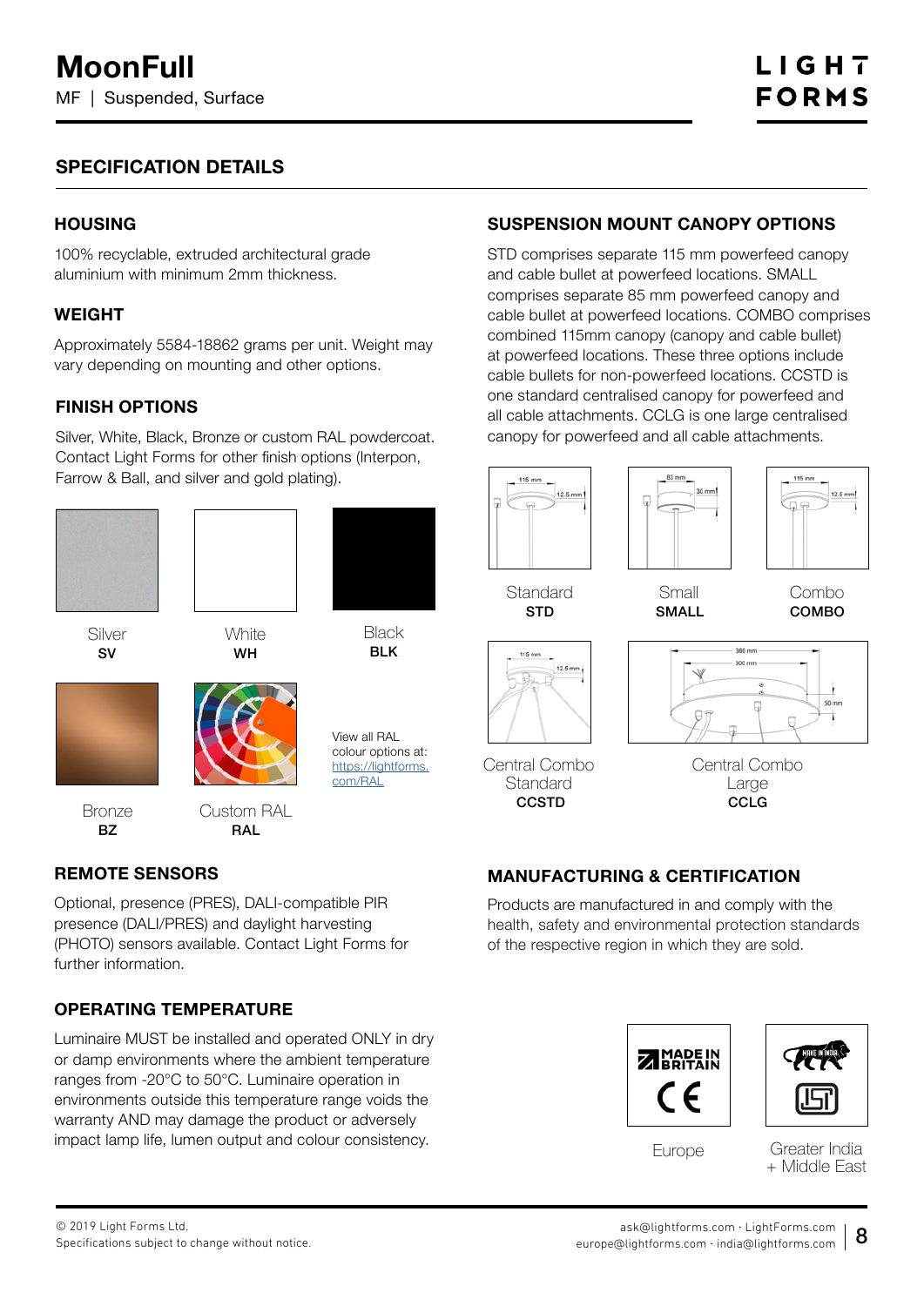# MoonFull

MF | Suspended, Surface

## SPECIFICATION DETAILS

### HOUSING

100% recyclable, extruded architectural grade aluminium with minimum 2mm thickness.

### WEIGHT

Approximately 5584-18862 grams per unit. Weight may vary depending on mounting and other options.

### FINISH OPTIONS

Silver, White, Black, Bronze or custom RAL powdercoat. Contact Light Forms for other finish options (Interpon, Farrow & Ball, and silver and gold plating).

Silver
**SV**

White
**WH**

Black
**BLK**

Bronze
**BZ**

Custom RAL
**RAL**

View all RAL colour options at: https://lightforms.com/RAL

### REMOTE SENSORS

Optional, presence (PRES), DALI-compatible PIR presence (DALI/PRES) and daylight harvesting (PHOTO) sensors available. Contact Light Forms for further information.

### OPERATING TEMPERATURE

Luminaire MUST be installed and operated ONLY in dry or damp environments where the ambient temperature ranges from -20°C to 50°C. Luminaire operation in environments outside this temperature range voids the warranty AND may damage the product or adversely impact lamp life, lumen output and colour consistency.

### SUSPENSION MOUNT CANOPY OPTIONS

STD comprises separate 115 mm powerfeed canopy and cable bullet at powerfeed locations. SMALL comprises separate 85 mm powerfeed canopy and cable bullet at powerfeed locations. COMBO comprises combined 115mm canopy (canopy and cable bullet) at powerfeed locations. These three options include cable bullets for non-powerfeed locations. CCSTD is one standard centralised canopy for powerfeed and all cable attachments. CCLG is one large centralised canopy for powerfeed and all cable attachments.

115 mm, 12.5 mm
Standard
**STD**

83 mm, 30 mm
Small
**SMALL**

115 mm, 12.5 mm
Combo
**COMBO**

115 mm, 12.5 mm
Central Combo Standard
**CCSTD**

360 mm, 300 mm, 50 mm
Central Combo Large
**CCLG**

### MANUFACTURING & CERTIFICATION

Products are manufactured in and comply with the health, safety and environmental protection standards of the respective region in which they are sold.

MADE IN BRITAIN, CE
Europe

MAKE IN INDIA, ISI
Greater India + Middle East

© 2019 Light Forms Ltd.
Specifications subject to change without notice.

ask@lightforms.com · LightForms.com
europe@lightforms.com · india@lightforms.com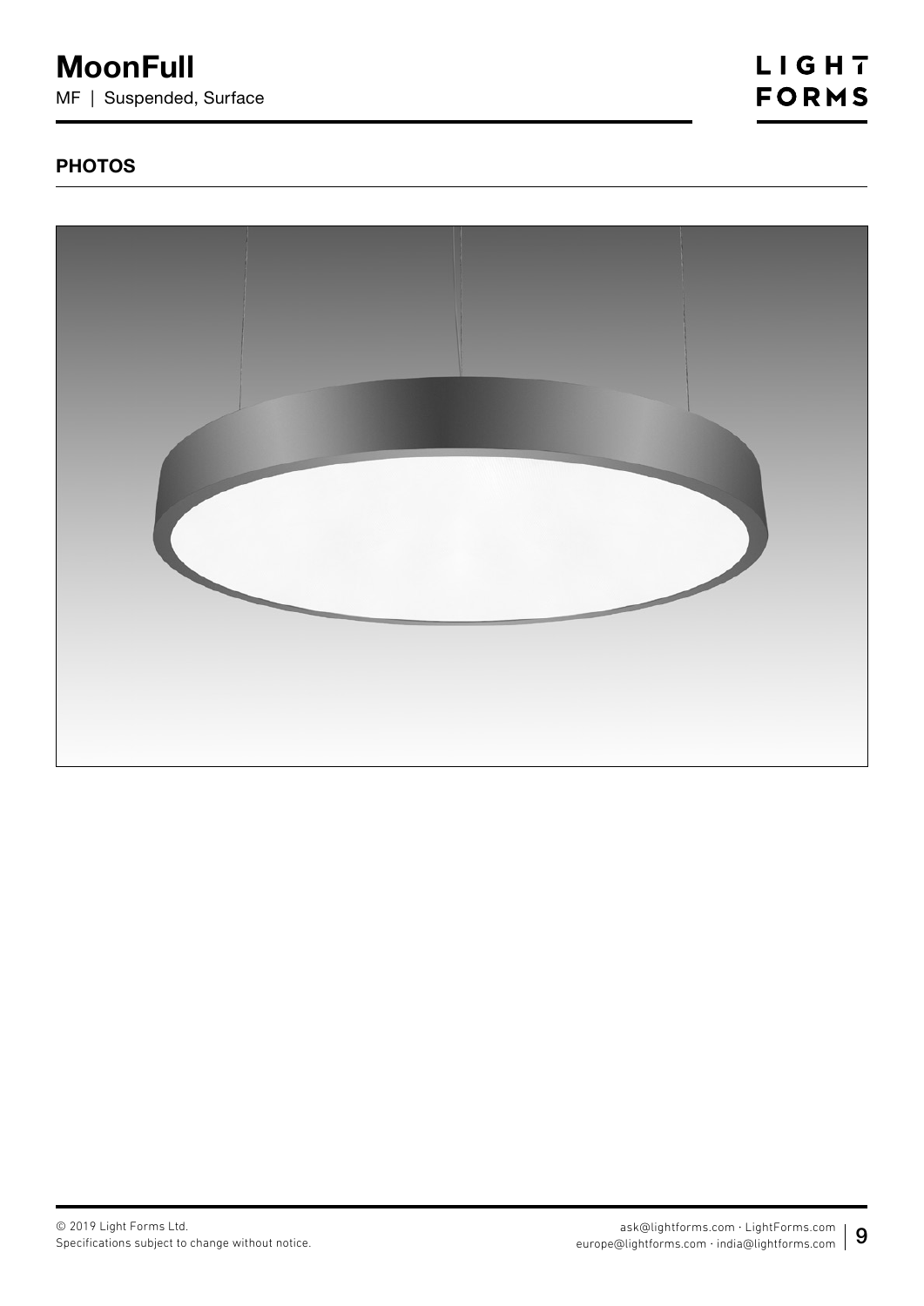# MoonFull

MF | Suspended, Surface

## PHOTOS